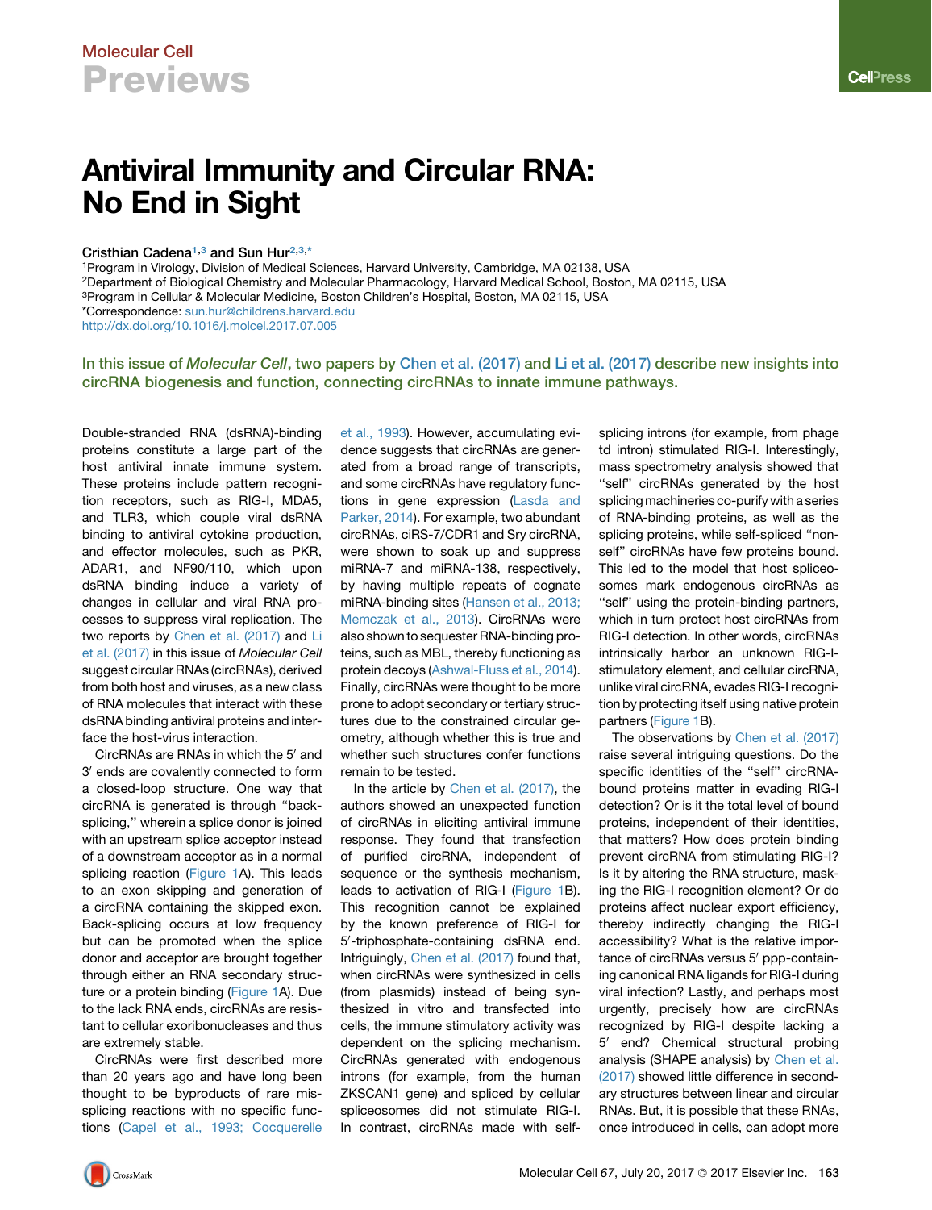# Antiviral Immunity and Circular RNA: No End in Sight

**Cristhian Cadena[1,3] and Sun Hur[2,3,*]**

[1]Program in Virology, Division of Medical Sciences, Harvard University, Cambridge, MA 02138, USA
[2]Department of Biological Chemistry and Molecular Pharmacology, Harvard Medical School, Boston, MA 02115, USA
[3]Program in Cellular & Molecular Medicine, Boston Children's Hospital, Boston, MA 02115, USA
*Correspondence: sun.hur@childrens.harvard.edu
http://dx.doi.org/10.1016/j.molcel.2017.07.005

In this issue of *Molecular Cell*, two papers by Chen et al. (2017) and Li et al. (2017) describe new insights into circRNA biogenesis and function, connecting circRNAs to innate immune pathways.

Double-stranded RNA (dsRNA)-binding proteins constitute a large part of the host antiviral innate immune system. These proteins include pattern recognition receptors, such as RIG-I, MDA5, and TLR3, which couple viral dsRNA binding to antiviral cytokine production, and effector molecules, such as PKR, ADAR1, and NF90/110, which upon dsRNA binding induce a variety of changes in cellular and viral RNA processes to suppress viral replication. The two reports by Chen et al. (2017) and Li et al. (2017) in this issue of *Molecular Cell* suggest circular RNAs (circRNAs), derived from both host and viruses, as a new class of RNA molecules that interact with these dsRNA binding antiviral proteins and interface the host-virus interaction.

CircRNAs are RNAs in which the 5′ and 3′ ends are covalently connected to form a closed-loop structure. One way that circRNA is generated is through "back-splicing," wherein a splice donor is joined with an upstream splice acceptor instead of a downstream acceptor as in a normal splicing reaction (Figure 1A). This leads to an exon skipping and generation of a circRNA containing the skipped exon. Back-splicing occurs at low frequency but can be promoted when the splice donor and acceptor are brought together through either an RNA secondary structure or a protein binding (Figure 1A). Due to the lack RNA ends, circRNAs are resistant to cellular exoribonucleases and thus are extremely stable.

CircRNAs were first described more than 20 years ago and have long been thought to be byproducts of rare mis-splicing reactions with no specific functions (Capel et al., 1993; Cocquerelle et al., 1993). However, accumulating evidence suggests that circRNAs are generated from a broad range of transcripts, and some circRNAs have regulatory functions in gene expression (Lasda and Parker, 2014). For example, two abundant circRNAs, ciRS-7/CDR1 and Sry circRNA, were shown to soak up and suppress miRNA-7 and miRNA-138, respectively, by having multiple repeats of cognate miRNA-binding sites (Hansen et al., 2013; Memczak et al., 2013). CircRNAs were also shown to sequester RNA-binding proteins, such as MBL, thereby functioning as protein decoys (Ashwal-Fluss et al., 2014). Finally, circRNAs were thought to be more prone to adopt secondary or tertiary structures due to the constrained circular geometry, although whether this is true and whether such structures confer functions remain to be tested.

In the article by Chen et al. (2017), the authors showed an unexpected function of circRNAs in eliciting antiviral immune response. They found that transfection of purified circRNA, independent of sequence or the synthesis mechanism, leads to activation of RIG-I (Figure 1B). This recognition cannot be explained by the known preference of RIG-I for 5′-triphosphate-containing dsRNA end. Intriguingly, Chen et al. (2017) found that, when circRNAs were synthesized in cells (from plasmids) instead of being synthesized in vitro and transfected into cells, the immune stimulatory activity was dependent on the splicing mechanism. CircRNAs generated with endogenous introns (for example, from the human ZKSCAN1 gene) and spliced by cellular spliceosomes did not stimulate RIG-I. In contrast, circRNAs made with self-splicing introns (for example, from phage td intron) stimulated RIG-I. Interestingly, mass spectrometry analysis showed that "self" circRNAs generated by the host splicing machineries co-purify with a series of RNA-binding proteins, as well as the splicing proteins, while self-spliced "non-self" circRNAs have few proteins bound. This led to the model that host spliceosomes mark endogenous circRNAs as "self" using the protein-binding partners, which in turn protect host circRNAs from RIG-I detection. In other words, circRNAs intrinsically harbor an unknown RIG-I-stimulatory element, and cellular circRNA, unlike viral circRNA, evades RIG-I recognition by protecting itself using native protein partners (Figure 1B).

The observations by Chen et al. (2017) raise several intriguing questions. Do the specific identities of the "self" circRNA-bound proteins matter in evading RIG-I detection? Or is it the total level of bound proteins, independent of their identities, that matters? How does protein binding prevent circRNA from stimulating RIG-I? Is it by altering the RNA structure, masking the RIG-I recognition element? Or do proteins affect nuclear export efficiency, thereby indirectly changing the RIG-I accessibility? What is the relative importance of circRNAs versus 5′ ppp-containing canonical RNA ligands for RIG-I during viral infection? Lastly, and perhaps most urgently, precisely how are circRNAs recognized by RIG-I despite lacking a 5′ end? Chemical structural probing analysis (SHAPE analysis) by Chen et al. (2017) showed little difference in secondary structures between linear and circular RNAs. But, it is possible that these RNAs, once introduced in cells, can adopt more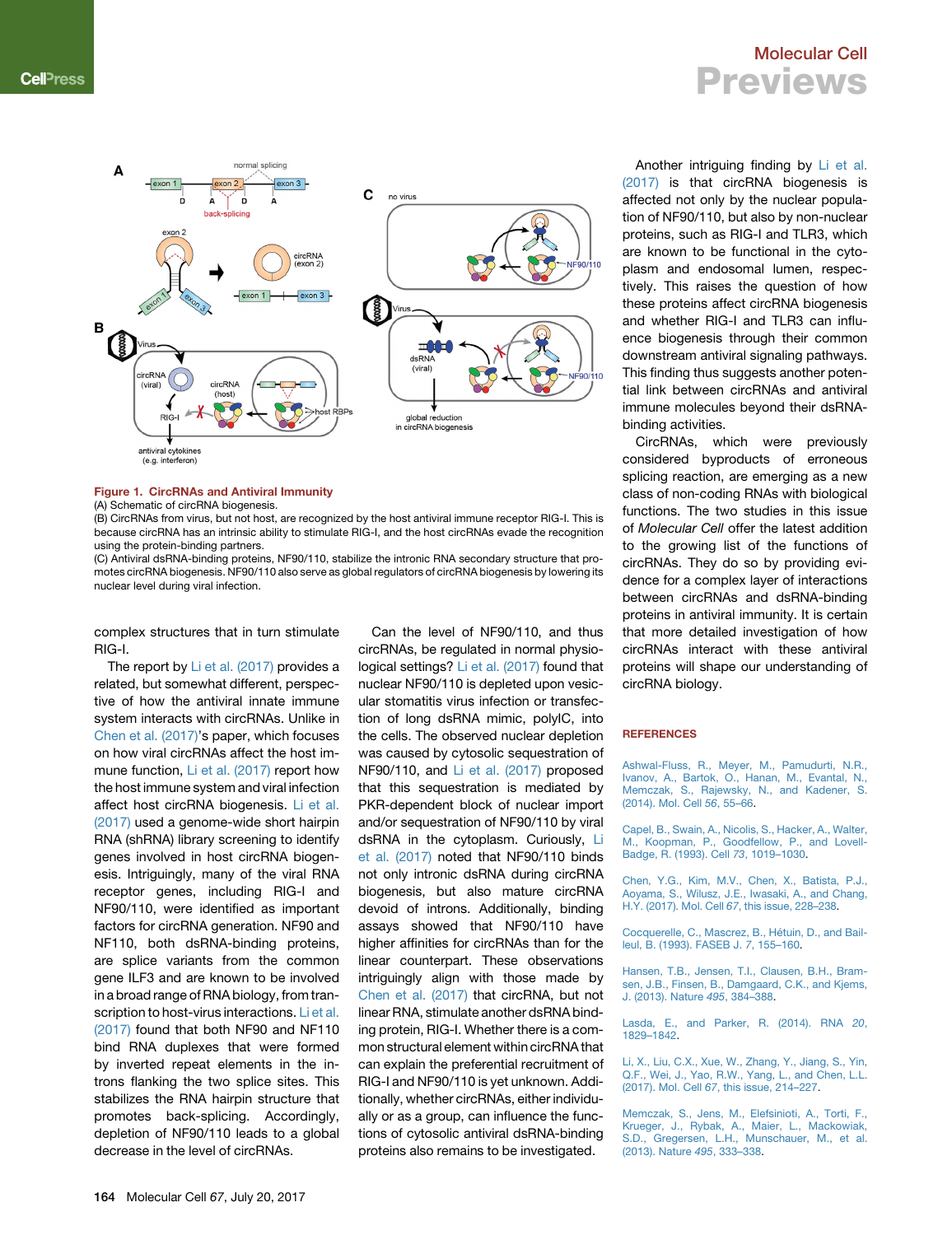A

normal splicing

exon 1

exon 2

exon 3

D

A

D

A

back-splicing

exon 2

exon 1

exon 3

circRNA (exon 2)

exon 1

exon 3

B

Virus

circRNA (viral)

circRNA (host)

host RBPs

RIG-I

antiviral cytokines (e.g. interferon)

C

no virus

NF90/110

Virus

dsRNA (viral)

NF90/110

global reduction in circRNA biogenesis

**Figure 1. CircRNAs and Antiviral Immunity**

(A) Schematic of circRNA biogenesis.

(B) CircRNAs from virus, but not host, are recognized by the host antiviral immune receptor RIG-I. This is because circRNA has an intrinsic ability to stimulate RIG-I, and the host circRNAs evade the recognition using the protein-binding partners.

(C) Antiviral dsRNA-binding proteins, NF90/110, stabilize the intronic RNA secondary structure that promotes circRNA biogenesis. NF90/110 also serve as global regulators of circRNA biogenesis by lowering its nuclear level during viral infection.

complex structures that in turn stimulate RIG-I.

The report by Li et al. (2017) provides a related, but somewhat different, perspective of how the antiviral innate immune system interacts with circRNAs. Unlike in Chen et al. (2017)'s paper, which focuses on how viral circRNAs affect the host immune function, Li et al. (2017) report how the host immune system and viral infection affect host circRNA biogenesis. Li et al. (2017) used a genome-wide short hairpin RNA (shRNA) library screening to identify genes involved in host circRNA biogenesis. Intriguingly, many of the viral RNA receptor genes, including RIG-I and NF90/110, were identified as important factors for circRNA generation. NF90 and NF110, both dsRNA-binding proteins, are splice variants from the common gene ILF3 and are known to be involved in a broad range of RNA biology, from transcription to host-virus interactions. Li et al. (2017) found that both NF90 and NF110 bind RNA duplexes that were formed by inverted repeat elements in the introns flanking the two splice sites. This stabilizes the RNA hairpin structure that promotes back-splicing. Accordingly, depletion of NF90/110 leads to a global decrease in the level of circRNAs.

Can the level of NF90/110, and thus circRNAs, be regulated in normal physiological settings? Li et al. (2017) found that nuclear NF90/110 is depleted upon vesicular stomatitis virus infection or transfection of long dsRNA mimic, polyIC, into the cells. The observed nuclear depletion was caused by cytosolic sequestration of NF90/110, and Li et al. (2017) proposed that this sequestration is mediated by PKR-dependent block of nuclear import and/or sequestration of NF90/110 by viral dsRNA in the cytoplasm. Curiously, Li et al. (2017) noted that NF90/110 binds not only intronic dsRNA during circRNA biogenesis, but also mature circRNA devoid of introns. Additionally, binding assays showed that NF90/110 have higher affinities for circRNAs than for the linear counterpart. These observations intriguingly align with those made by Chen et al. (2017) that circRNA, but not linear RNA, stimulate another dsRNA binding protein, RIG-I. Whether there is a common structural element within circRNA that can explain the preferential recruitment of RIG-I and NF90/110 is yet unknown. Additionally, whether circRNAs, either individually or as a group, can influence the functions of cytosolic antiviral dsRNA-binding proteins also remains to be investigated.

Another intriguing finding by Li et al. (2017) is that circRNA biogenesis is affected not only by the nuclear population of NF90/110, but also by non-nuclear proteins, such as RIG-I and TLR3, which are known to be functional in the cytoplasm and endosomal lumen, respectively. This raises the question of how these proteins affect circRNA biogenesis and whether RIG-I and TLR3 can influence biogenesis through their common downstream antiviral signaling pathways. This finding thus suggests another potential link between circRNAs and antiviral immune molecules beyond their dsRNA-binding activities.

CircRNAs, which were previously considered byproducts of erroneous splicing reaction, are emerging as a new class of non-coding RNAs with biological functions. The two studies in this issue of *Molecular Cell* offer the latest addition to the growing list of the functions of circRNAs. They do so by providing evidence for a complex layer of interactions between circRNAs and dsRNA-binding proteins in antiviral immunity. It is certain that more detailed investigation of how circRNAs interact with these antiviral proteins will shape our understanding of circRNA biology.

## REFERENCES

Ashwal-Fluss, R., Meyer, M., Pamudurti, N.R., Ivanov, A., Bartok, O., Hanan, M., Evantal, N., Memczak, S., Rajewsky, N., and Kadener, S. (2014). Mol. Cell *56*, 55–66.

Capel, B., Swain, A., Nicolis, S., Hacker, A., Walter, M., Koopman, P., Goodfellow, P., and Lovell-Badge, R. (1993). Cell *73*, 1019–1030.

Chen, Y.G., Kim, M.V., Chen, X., Batista, P.J., Aoyama, S., Wilusz, J.E., Iwasaki, A., and Chang, H.Y. (2017). Mol. Cell *67*, this issue, 228–238.

Cocquerelle, C., Mascrez, B., Hétuin, D., and Bailleul, B. (1993). FASEB J. *7*, 155–160.

Hansen, T.B., Jensen, T.I., Clausen, B.H., Bramsen, J.B., Finsen, B., Damgaard, C.K., and Kjems, J. (2013). Nature *495*, 384–388.

Lasda, E., and Parker, R. (2014). RNA *20*, 1829–1842.

Li, X., Liu, C.X., Xue, W., Zhang, Y., Jiang, S., Yin, Q.F., Wei, J., Yao, R.W., Yang, L., and Chen, L.L. (2017). Mol. Cell *67*, this issue, 214–227.

Memczak, S., Jens, M., Elefsinioti, A., Torti, F., Krueger, J., Rybak, A., Maier, L., Mackowiak, S.D., Gregersen, L.H., Munschauer, M., et al. (2013). Nature *495*, 333–338.